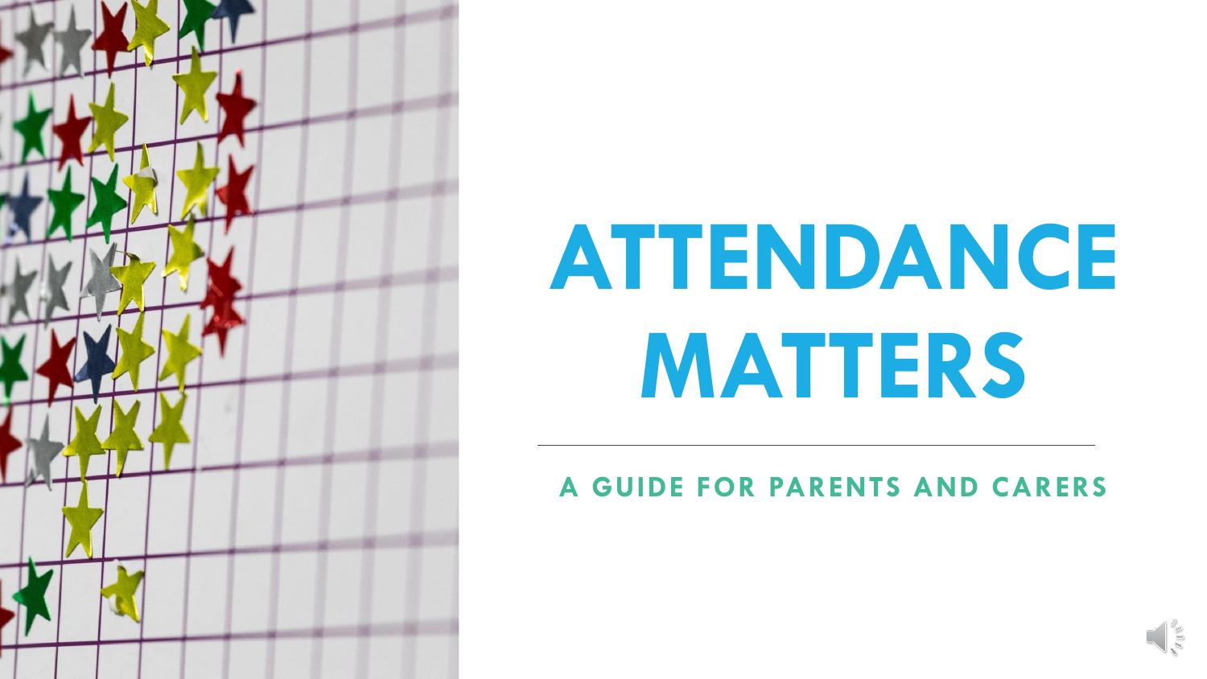# ATTENDANCE MATTERS

A GUIDE FOR PARENTS AND CARERS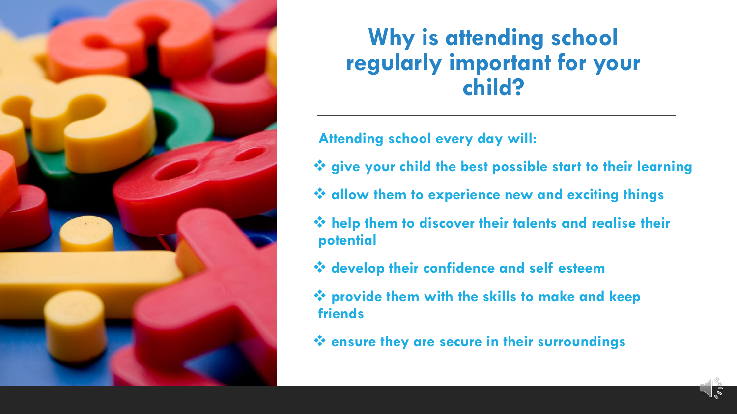# Why is attending school regularly important for your child?

**Attending school every day will:**

- give your child the best possible start to their learning
- allow them to experience new and exciting things
- help them to discover their talents and realise their potential
- develop their confidence and self esteem
- provide them with the skills to make and keep friends
- ensure they are secure in their surroundings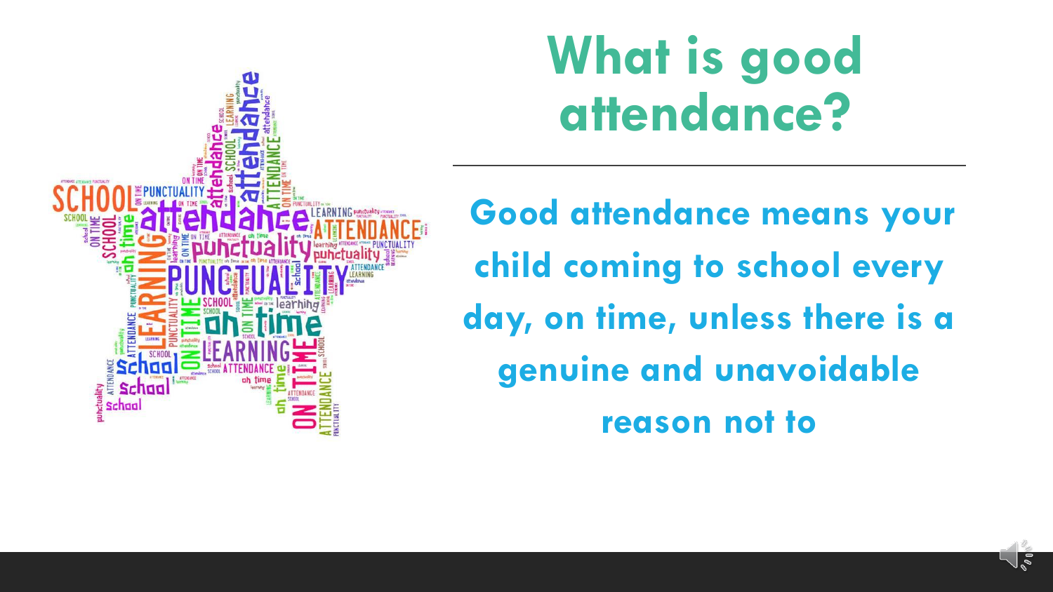# What is good attendance?

**Good attendance means your child coming to school every day, on time, unless there is a genuine and unavoidable reason not to**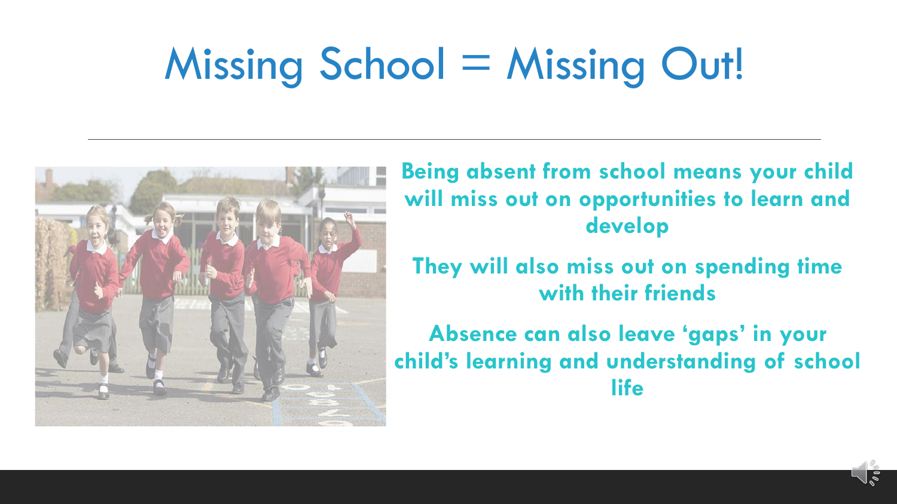# Missing School = Missing Out!

**Being absent from school means your child will miss out on opportunities to learn and develop**

**They will also miss out on spending time with their friends**

**Absence can also leave 'gaps' in your child's learning and understanding of school life**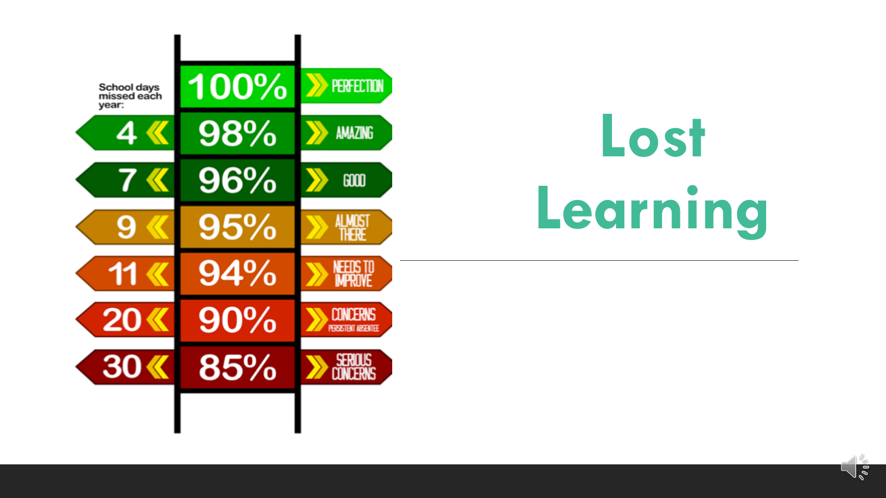# Lost Learning

| School days missed each year: | Attendance | |
|---|---|---|
| | 100% | PERFECTION |
| 4 | 98% | AMAZING |
| 7 | 96% | GOOD |
| 9 | 95% | ALMOST THERE |
| 11 | 94% | NEEDS TO IMPROVE |
| 20 | 90% | CONCERNS PERSISTENT ABSENTEE |
| 30 | 85% | SERIOUS CONCERNS |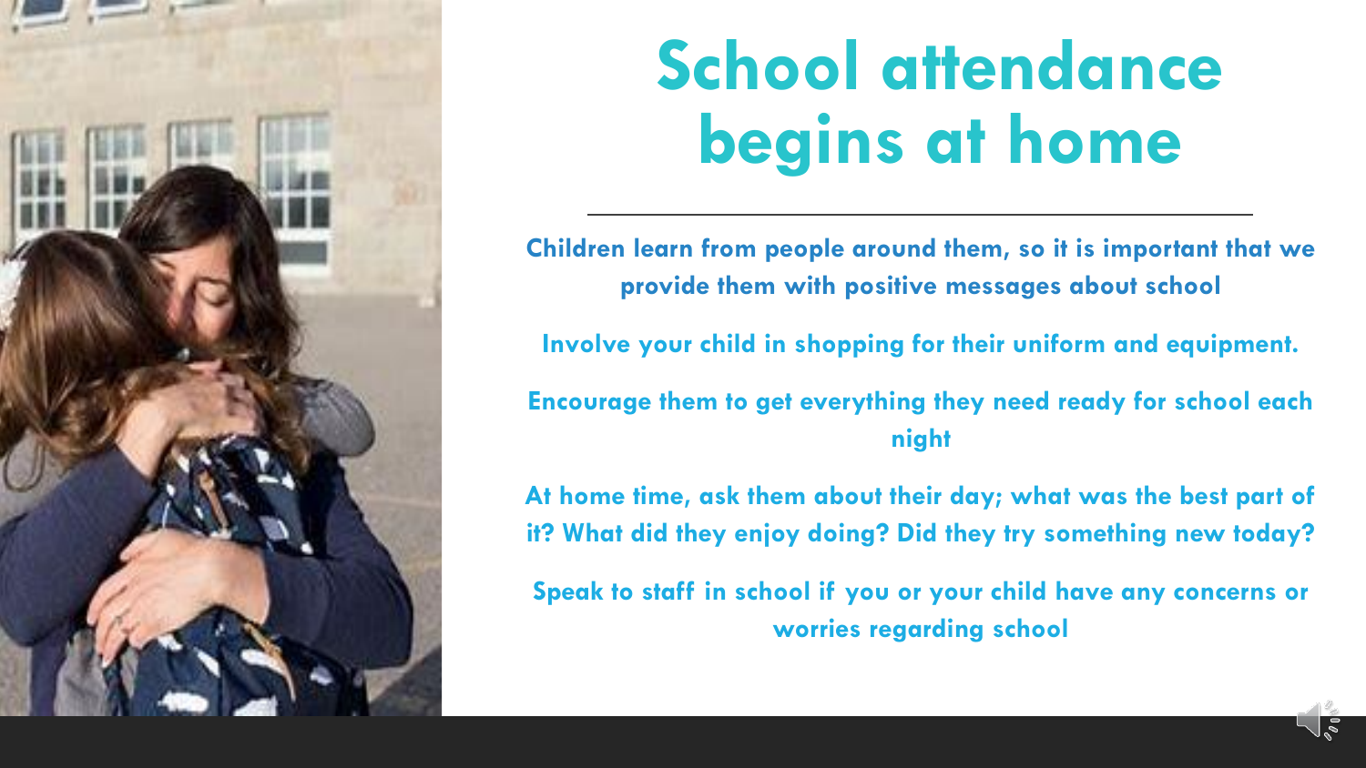# School attendance begins at home

Children learn from people around them, so it is important that we provide them with positive messages about school

Involve your child in shopping for their uniform and equipment.

Encourage them to get everything they need ready for school each night

At home time, ask them about their day; what was the best part of it? What did they enjoy doing? Did they try something new today?

Speak to staff in school if you or your child have any concerns or worries regarding school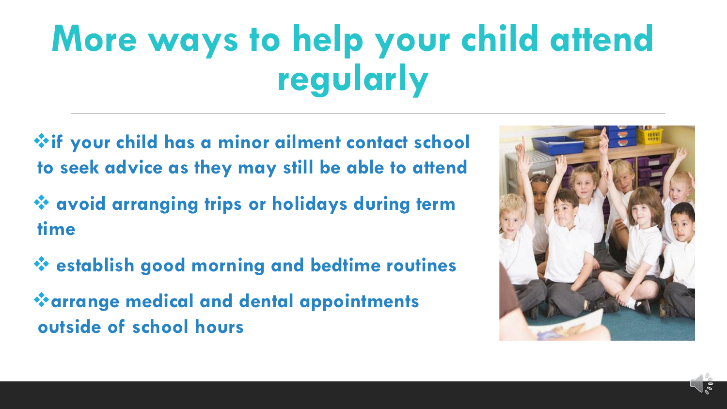# More ways to help your child attend regularly

- if your child has a minor ailment contact school to seek advice as they may still be able to attend
- avoid arranging trips or holidays during term time
- establish good morning and bedtime routines
- arrange medical and dental appointments outside of school hours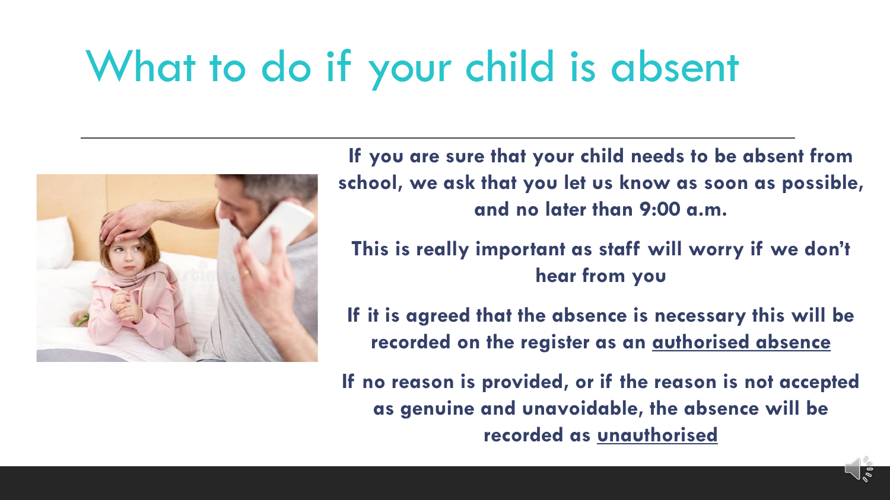# What to do if your child is absent

**If you are sure that your child needs to be absent from school, we ask that you let us know as soon as possible, and no later than 9:00 a.m.**

**This is really important as staff will worry if we don't hear from you**

**If it is agreed that the absence is necessary this will be recorded on the register as an <u>authorised absence</u>**

**If no reason is provided, or if the reason is not accepted as genuine and unavoidable, the absence will be recorded as <u>unauthorised</u>**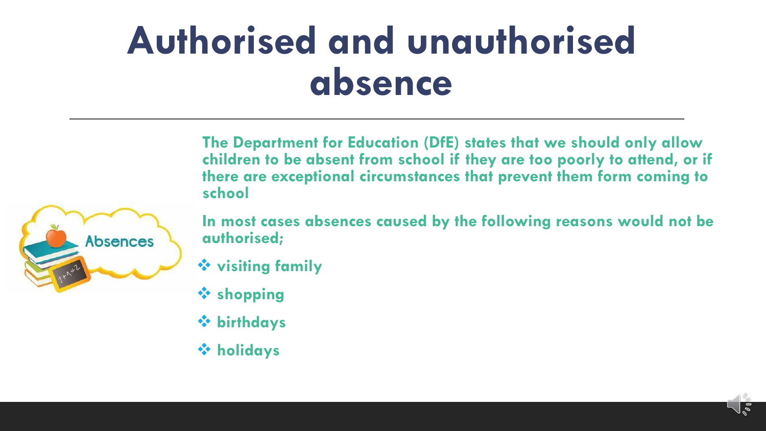# Authorised and unauthorised absence

**The Department for Education (DfE) states that we should only allow children to be absent from school if they are too poorly to attend, or if there are exceptional circumstances that prevent them form coming to school**

**In most cases absences caused by the following reasons would not be authorised;**

- **visiting family**
- **shopping**
- **birthdays**
- **holidays**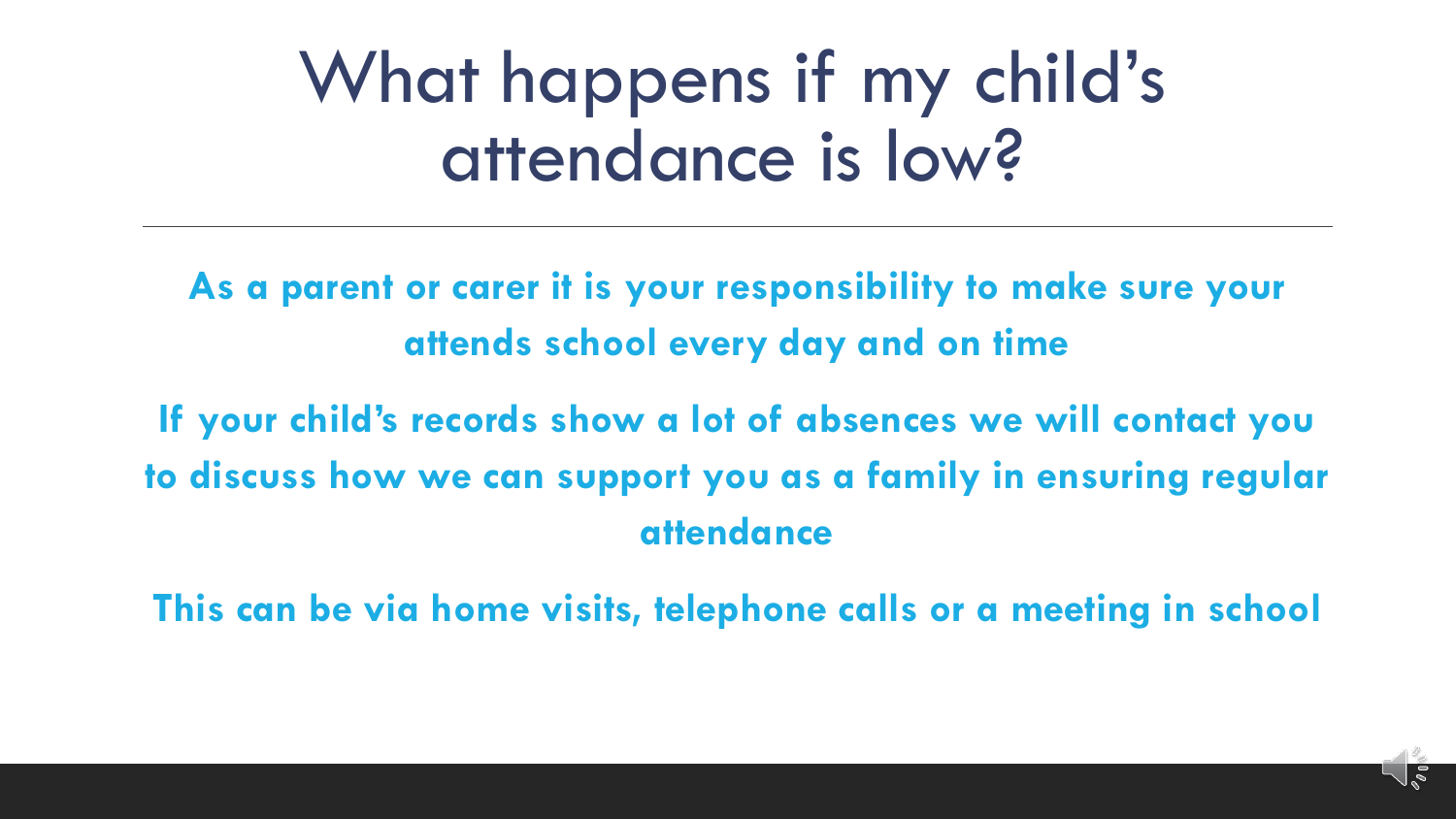# What happens if my child's attendance is low?

**As a parent or carer it is your responsibility to make sure your attends school every day and on time**

**If your child's records show a lot of absences we will contact you to discuss how we can support you as a family in ensuring regular attendance**

**This can be via home visits, telephone calls or a meeting in school**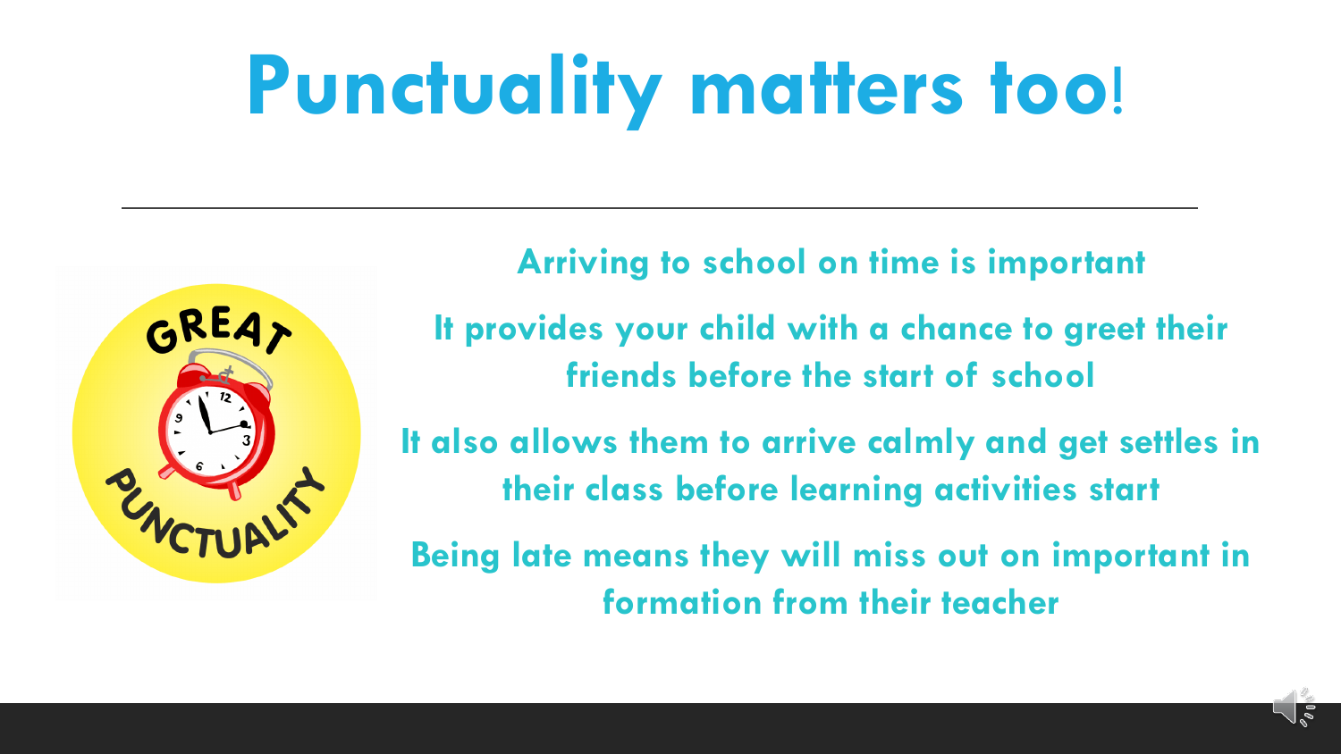# Punctuality matters too!

Arriving to school on time is important

It provides your child with a chance to greet their friends before the start of school

It also allows them to arrive calmly and get settles in their class before learning activities start

Being late means they will miss out on important in formation from their teacher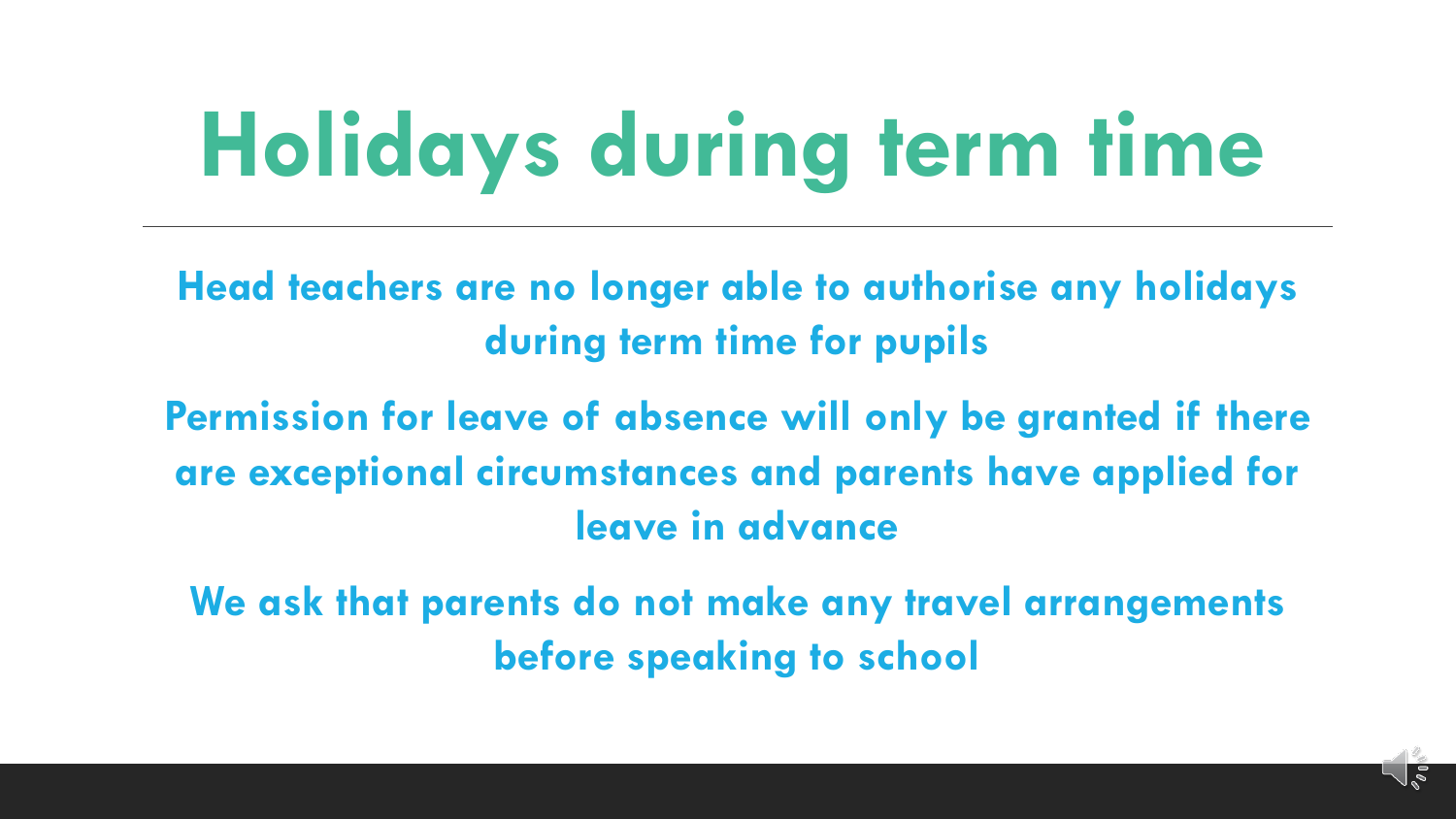# Holidays during term time

**Head teachers are no longer able to authorise any holidays during term time for pupils**

**Permission for leave of absence will only be granted if there are exceptional circumstances and parents have applied for leave in advance**

**We ask that parents do not make any travel arrangements before speaking to school**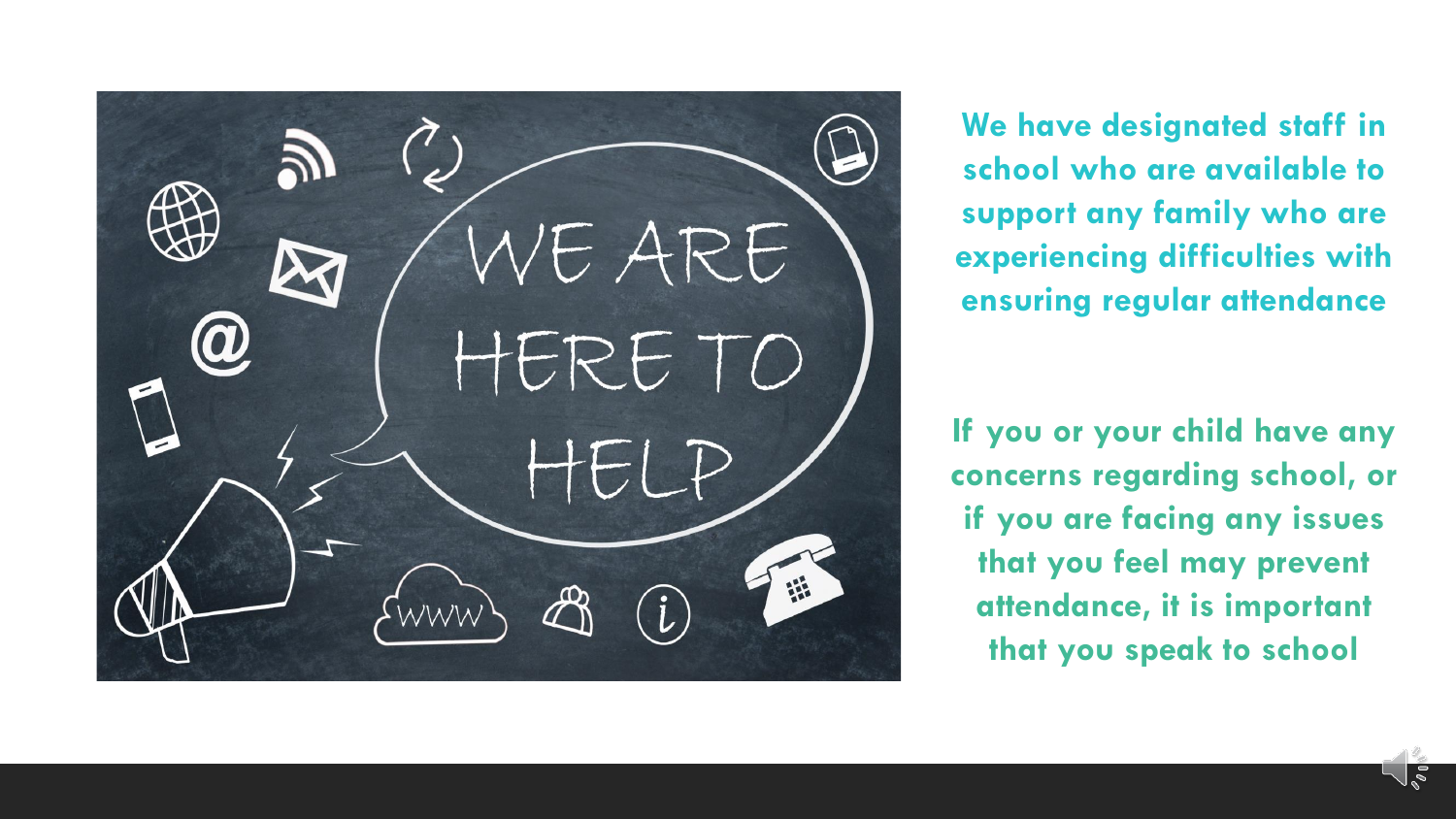WE ARE HERE TO HELP

**We have designated staff in school who are available to support any family who are experiencing difficulties with ensuring regular attendance**

**If you or your child have any concerns regarding school, or if you are facing any issues that you feel may prevent attendance, it is important that you speak to school**